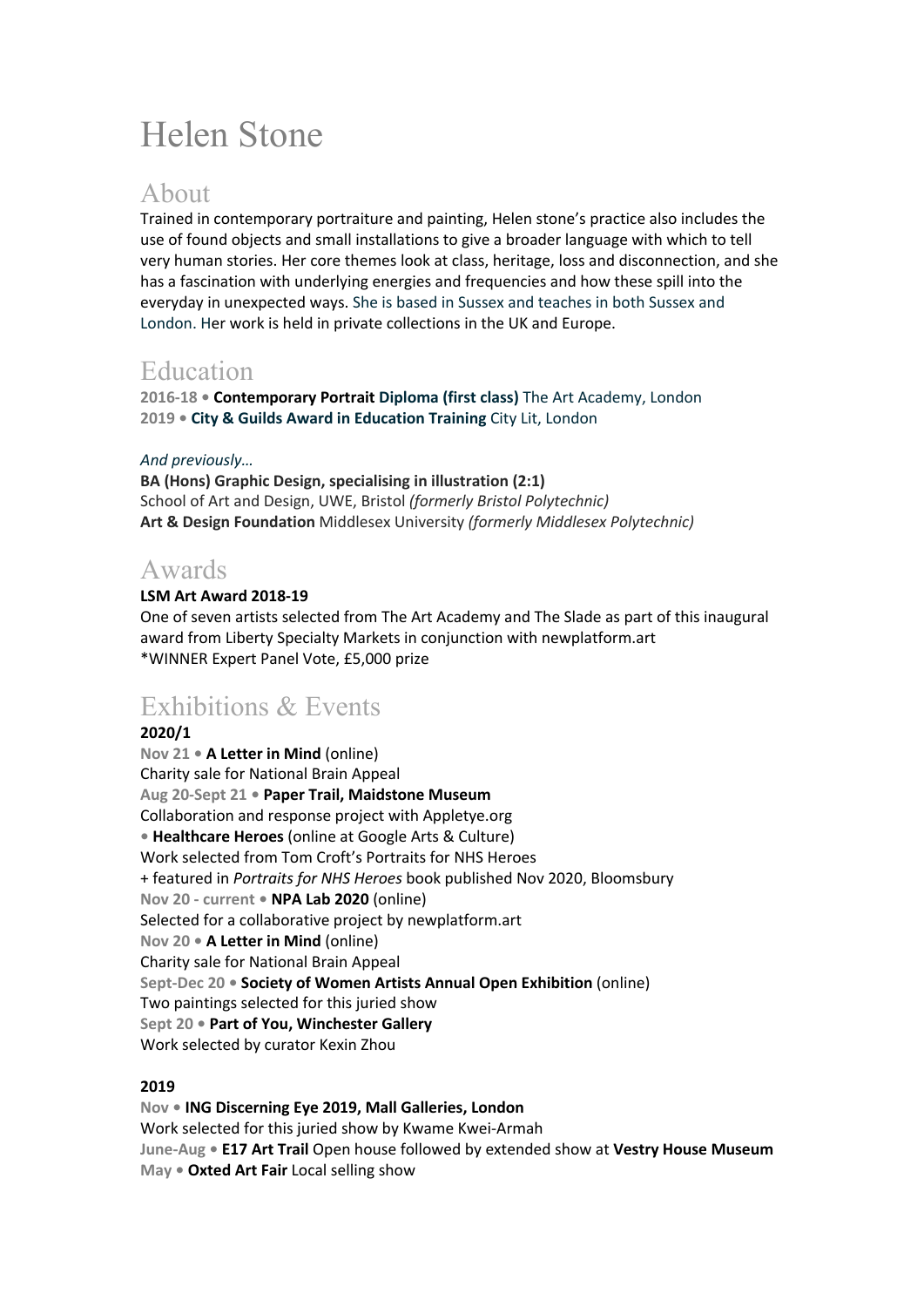# Helen Stone

## About

Trained in contemporary portraiture and painting, Helen stone's practice also includes the use of found objects and small installations to give a broader language with which to tell very human stories. Her core themes look at class, heritage, loss and disconnection, and she has a fascination with underlying energies and frequencies and how these spill into the everyday in unexpected ways. She is based in Sussex and teaches in both Sussex and London. Her work is held in private collections in the UK and Europe.

## Education

**2016-18 • Contemporary Portrait Diploma (first class)** The Art Academy, London
**2019 • City & Guilds Award in Education Training** City Lit, London

*And previously…*

**BA (Hons) Graphic Design, specialising in illustration (2:1)**
School of Art and Design, UWE, Bristol *(formerly Bristol Polytechnic)*
**Art & Design Foundation** Middlesex University *(formerly Middlesex Polytechnic)*

## Awards

**LSM Art Award 2018-19**
One of seven artists selected from The Art Academy and The Slade as part of this inaugural award from Liberty Specialty Markets in conjunction with newplatform.art
*WINNER Expert Panel Vote, £5,000 prize

## Exhibitions & Events

**2020/1**

**Nov 21 • A Letter in Mind** (online)
Charity sale for National Brain Appeal
**Aug 20-Sept 21 • Paper Trail, Maidstone Museum**
Collaboration and response project with Appletye.org
**• Healthcare Heroes** (online at Google Arts & Culture)
Work selected from Tom Croft's Portraits for NHS Heroes
+ featured in *Portraits for NHS Heroes* book published Nov 2020, Bloomsbury
**Nov 20 - current • NPA Lab 2020** (online)
Selected for a collaborative project by newplatform.art
**Nov 20 • A Letter in Mind** (online)
Charity sale for National Brain Appeal
**Sept-Dec 20 • Society of Women Artists Annual Open Exhibition** (online)
Two paintings selected for this juried show
**Sept 20 • Part of You, Winchester Gallery**
Work selected by curator Kexin Zhou

**2019**

**Nov • ING Discerning Eye 2019, Mall Galleries, London**
Work selected for this juried show by Kwame Kwei-Armah
**June-Aug • E17 Art Trail** Open house followed by extended show at **Vestry House Museum**
**May • Oxted Art Fair** Local selling show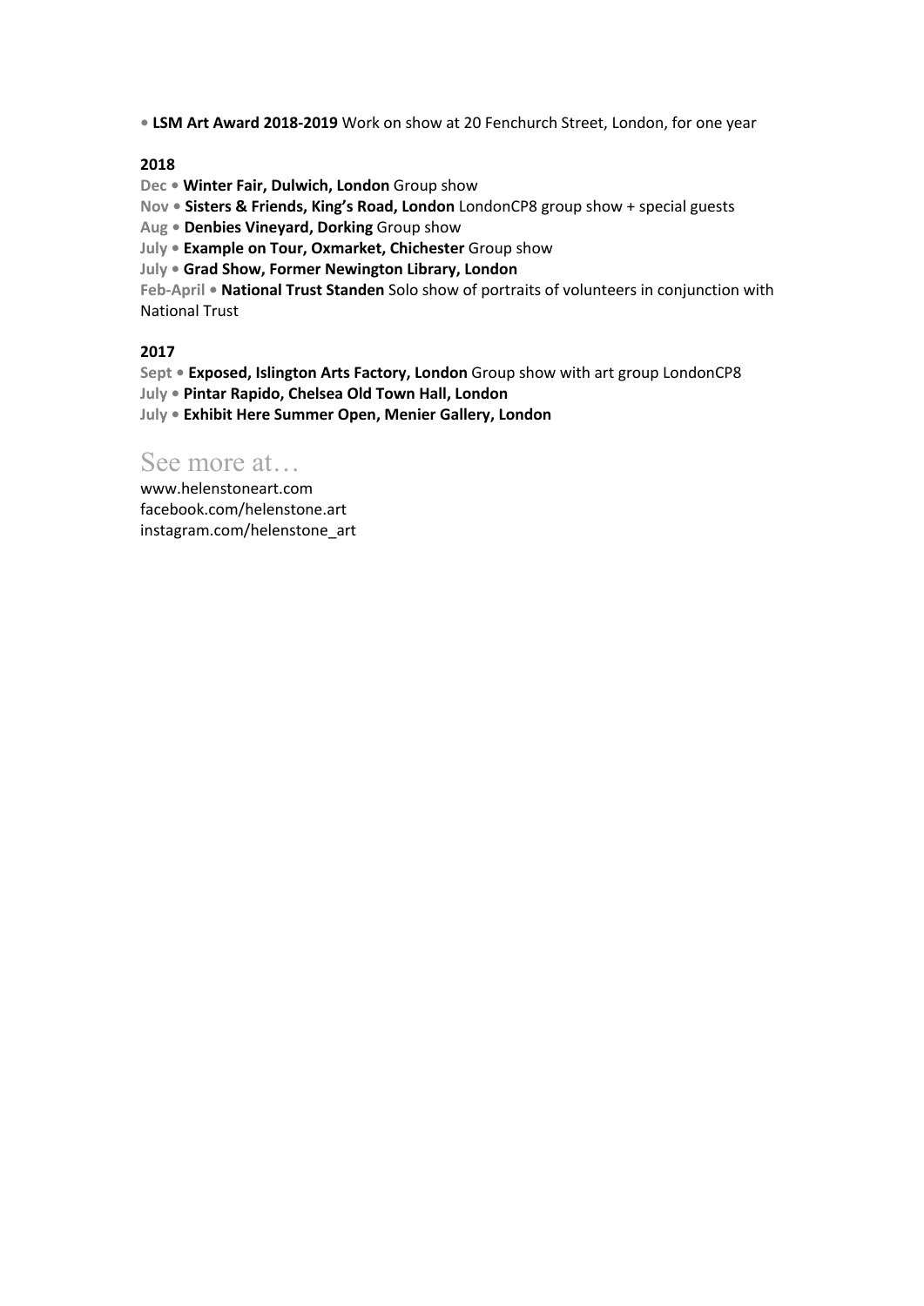• **LSM Art Award 2018-2019** Work on show at 20 Fenchurch Street, London, for one year

**2018**

Dec • **Winter Fair, Dulwich, London** Group show
Nov • **Sisters & Friends, King's Road, London** LondonCP8 group show + special guests
Aug • **Denbies Vineyard, Dorking** Group show
July • **Example on Tour, Oxmarket, Chichester** Group show
July • **Grad Show, Former Newington Library, London**
Feb-April • **National Trust Standen** Solo show of portraits of volunteers in conjunction with National Trust

**2017**

Sept • **Exposed, Islington Arts Factory, London** Group show with art group LondonCP8
July • **Pintar Rapido, Chelsea Old Town Hall, London**
July • **Exhibit Here Summer Open, Menier Gallery, London**

## See more at…

www.helenstoneart.com
facebook.com/helenstone.art
instagram.com/helenstone_art